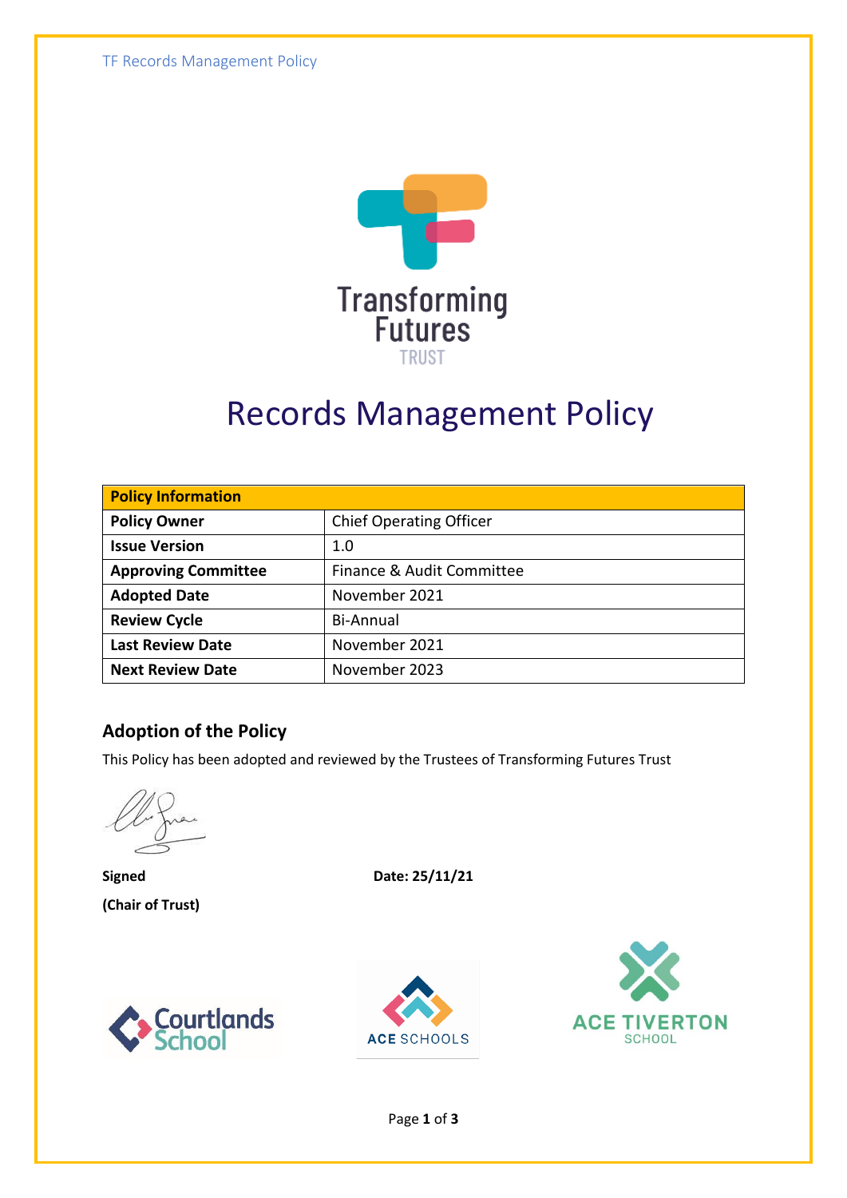# Records Management Policy

| Policy Information | |
|---|---|
| **Policy Owner** | Chief Operating Officer |
| **Issue Version** | 1.0 |
| **Approving Committee** | Finance & Audit Committee |
| **Adopted Date** | November 2021 |
| **Review Cycle** | Bi-Annual |
| **Last Review Date** | November 2021 |
| **Next Review Date** | November 2023 |

## Adoption of the Policy

This Policy has been adopted and reviewed by the Trustees of Transforming Futures Trust

**Signed** **Date: 25/11/21**

**(Chair of Trust)**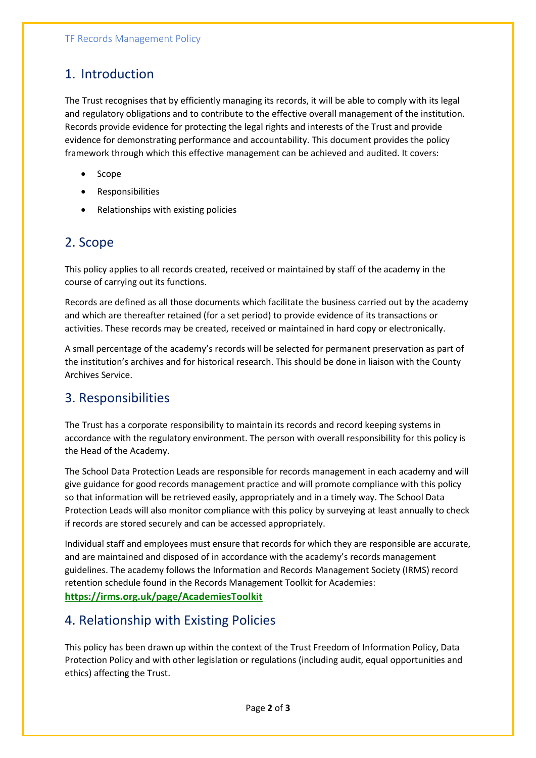## 1. Introduction

The Trust recognises that by efficiently managing its records, it will be able to comply with its legal and regulatory obligations and to contribute to the effective overall management of the institution. Records provide evidence for protecting the legal rights and interests of the Trust and provide evidence for demonstrating performance and accountability. This document provides the policy framework through which this effective management can be achieved and audited. It covers:

- Scope
- Responsibilities
- Relationships with existing policies

## 2. Scope

This policy applies to all records created, received or maintained by staff of the academy in the course of carrying out its functions.

Records are defined as all those documents which facilitate the business carried out by the academy and which are thereafter retained (for a set period) to provide evidence of its transactions or activities. These records may be created, received or maintained in hard copy or electronically.

A small percentage of the academy's records will be selected for permanent preservation as part of the institution's archives and for historical research. This should be done in liaison with the County Archives Service.

## 3. Responsibilities

The Trust has a corporate responsibility to maintain its records and record keeping systems in accordance with the regulatory environment. The person with overall responsibility for this policy is the Head of the Academy.

The School Data Protection Leads are responsible for records management in each academy and will give guidance for good records management practice and will promote compliance with this policy so that information will be retrieved easily, appropriately and in a timely way. The School Data Protection Leads will also monitor compliance with this policy by surveying at least annually to check if records are stored securely and can be accessed appropriately.

Individual staff and employees must ensure that records for which they are responsible are accurate, and are maintained and disposed of in accordance with the academy's records management guidelines. The academy follows the Information and Records Management Society (IRMS) record retention schedule found in the Records Management Toolkit for Academies:
**https://irms.org.uk/page/AcademiesToolkit**

## 4. Relationship with Existing Policies

This policy has been drawn up within the context of the Trust Freedom of Information Policy, Data Protection Policy and with other legislation or regulations (including audit, equal opportunities and ethics) affecting the Trust.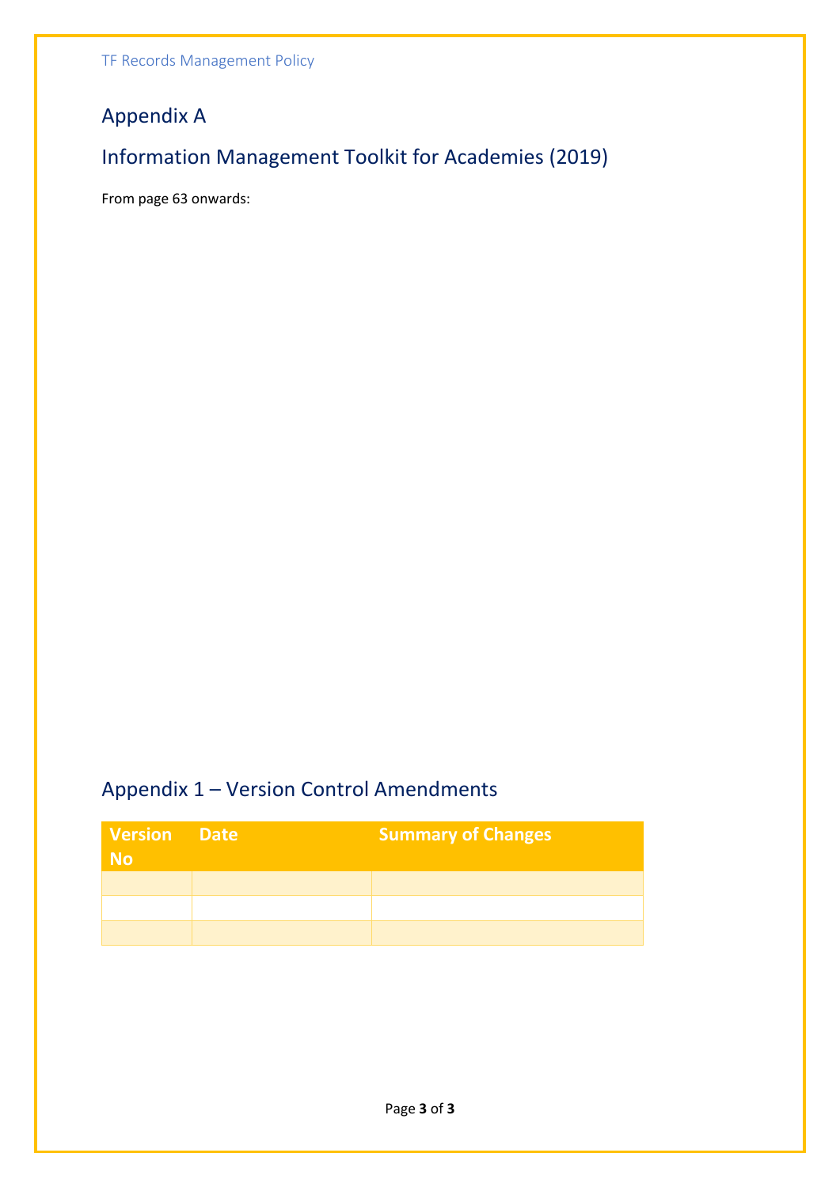## Appendix A

## Information Management Toolkit for Academies (2019)

From page 63 onwards:

## Appendix 1 – Version Control Amendments

| Version No | Date | Summary of Changes |
|---|---|---|
| | | |
| | | |
| | | |